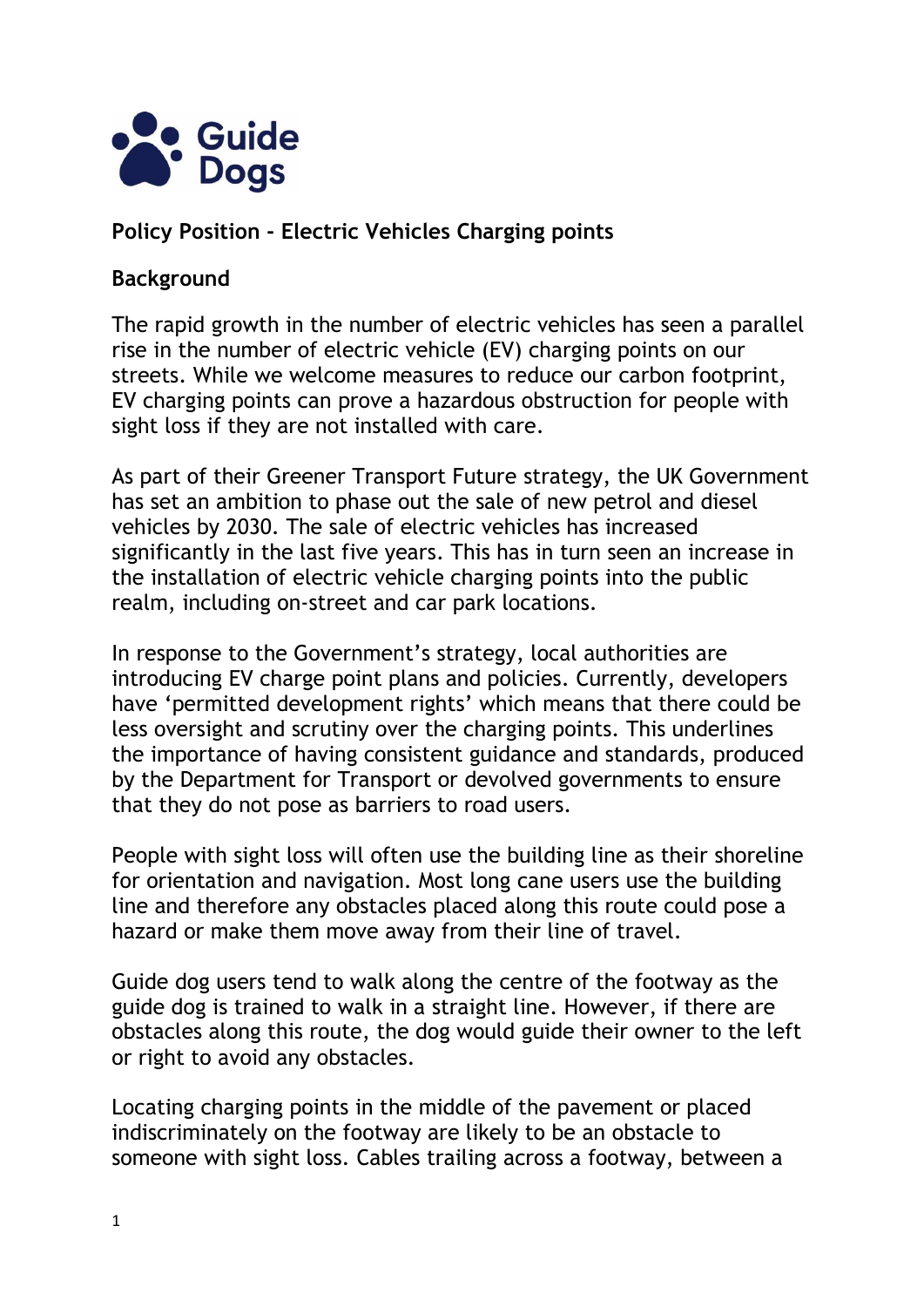Guide Dogs

**Policy Position - Electric Vehicles Charging points**

**Background**

The rapid growth in the number of electric vehicles has seen a parallel rise in the number of electric vehicle (EV) charging points on our streets. While we welcome measures to reduce our carbon footprint, EV charging points can prove a hazardous obstruction for people with sight loss if they are not installed with care.

As part of their Greener Transport Future strategy, the UK Government has set an ambition to phase out the sale of new petrol and diesel vehicles by 2030. The sale of electric vehicles has increased significantly in the last five years. This has in turn seen an increase in the installation of electric vehicle charging points into the public realm, including on-street and car park locations.

In response to the Government's strategy, local authorities are introducing EV charge point plans and policies. Currently, developers have 'permitted development rights' which means that there could be less oversight and scrutiny over the charging points. This underlines the importance of having consistent guidance and standards, produced by the Department for Transport or devolved governments to ensure that they do not pose as barriers to road users.

People with sight loss will often use the building line as their shoreline for orientation and navigation. Most long cane users use the building line and therefore any obstacles placed along this route could pose a hazard or make them move away from their line of travel.

Guide dog users tend to walk along the centre of the footway as the guide dog is trained to walk in a straight line. However, if there are obstacles along this route, the dog would guide their owner to the left or right to avoid any obstacles.

Locating charging points in the middle of the pavement or placed indiscriminately on the footway are likely to be an obstacle to someone with sight loss. Cables trailing across a footway, between a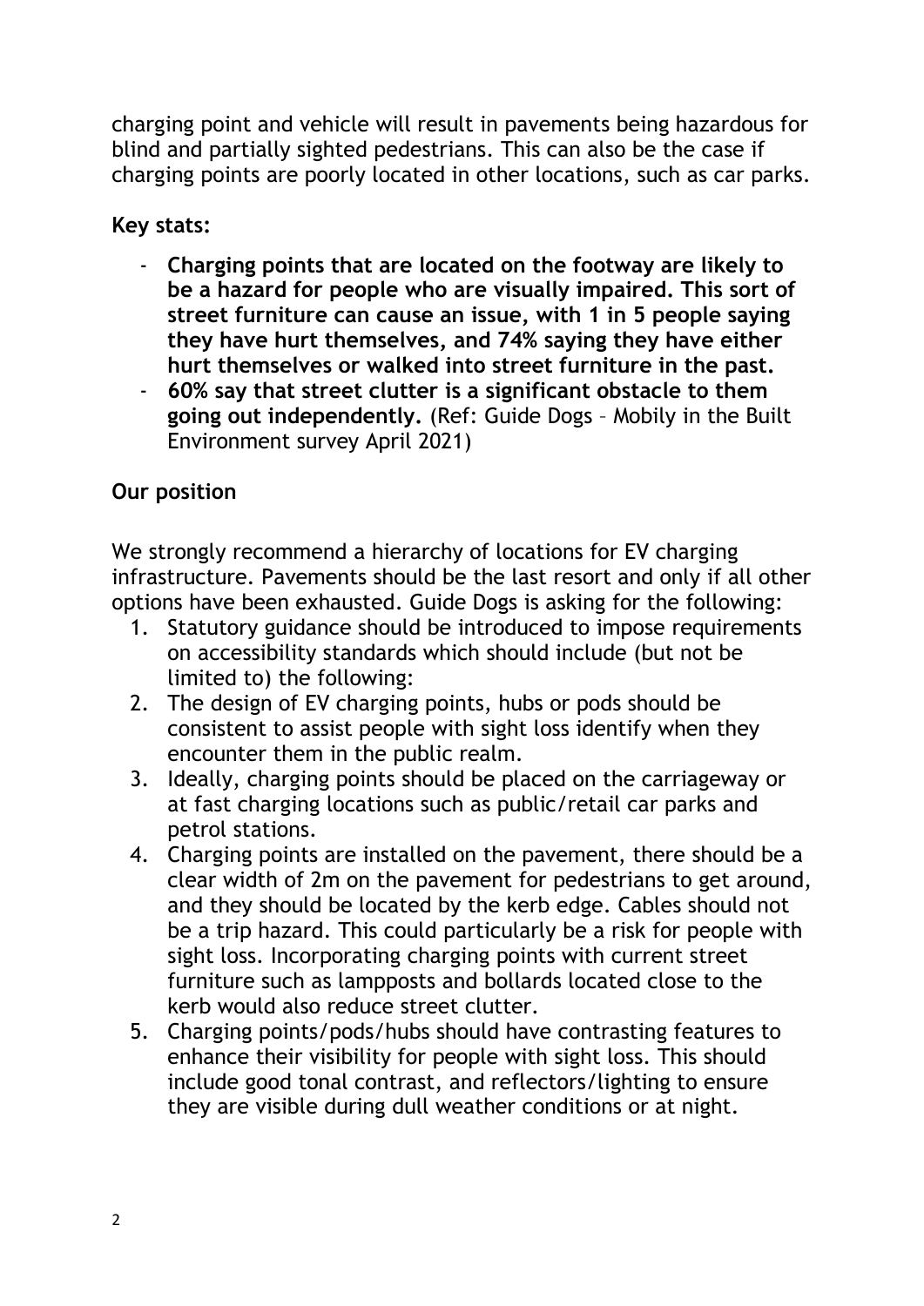charging point and vehicle will result in pavements being hazardous for blind and partially sighted pedestrians. This can also be the case if charging points are poorly located in other locations, such as car parks.

**Key stats:**

- **Charging points that are located on the footway are likely to be a hazard for people who are visually impaired. This sort of street furniture can cause an issue, with 1 in 5 people saying they have hurt themselves, and 74% saying they have either hurt themselves or walked into street furniture in the past.**
- **60% say that street clutter is a significant obstacle to them going out independently.** (Ref: Guide Dogs – Mobily in the Built Environment survey April 2021)

**Our position**

We strongly recommend a hierarchy of locations for EV charging infrastructure. Pavements should be the last resort and only if all other options have been exhausted. Guide Dogs is asking for the following:

1. Statutory guidance should be introduced to impose requirements on accessibility standards which should include (but not be limited to) the following:
2. The design of EV charging points, hubs or pods should be consistent to assist people with sight loss identify when they encounter them in the public realm.
3. Ideally, charging points should be placed on the carriageway or at fast charging locations such as public/retail car parks and petrol stations.
4. Charging points are installed on the pavement, there should be a clear width of 2m on the pavement for pedestrians to get around, and they should be located by the kerb edge. Cables should not be a trip hazard. This could particularly be a risk for people with sight loss. Incorporating charging points with current street furniture such as lampposts and bollards located close to the kerb would also reduce street clutter.
5. Charging points/pods/hubs should have contrasting features to enhance their visibility for people with sight loss. This should include good tonal contrast, and reflectors/lighting to ensure they are visible during dull weather conditions or at night.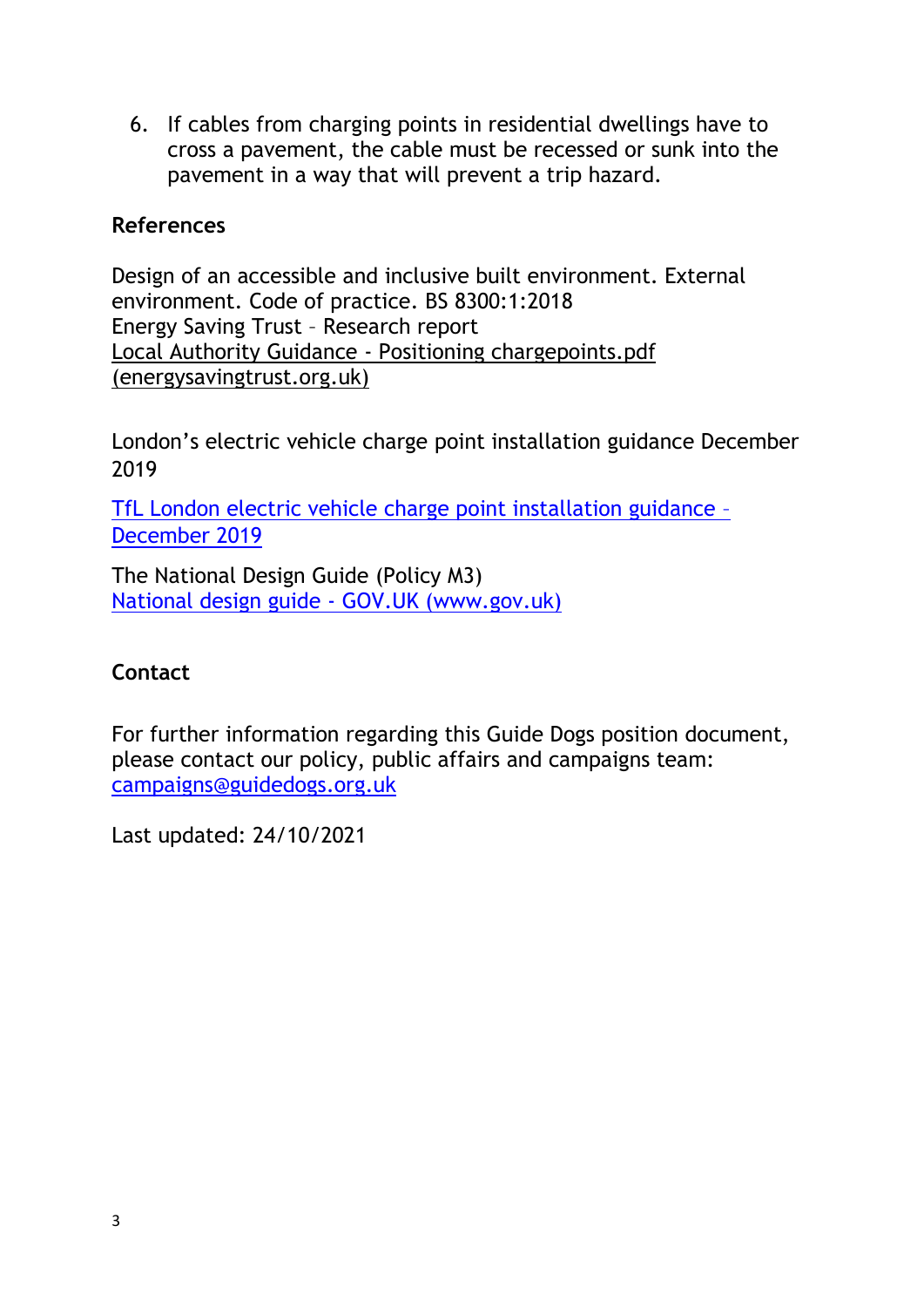6. If cables from charging points in residential dwellings have to cross a pavement, the cable must be recessed or sunk into the pavement in a way that will prevent a trip hazard.

**References**

Design of an accessible and inclusive built environment. External environment. Code of practice. BS 8300:1:2018
Energy Saving Trust – Research report
Local Authority Guidance - Positioning chargepoints.pdf (energysavingtrust.org.uk)

London's electric vehicle charge point installation guidance December 2019

TfL London electric vehicle charge point installation guidance – December 2019

The National Design Guide (Policy M3)
National design guide - GOV.UK (www.gov.uk)

**Contact**

For further information regarding this Guide Dogs position document, please contact our policy, public affairs and campaigns team: campaigns@guidedogs.org.uk

Last updated: 24/10/2021